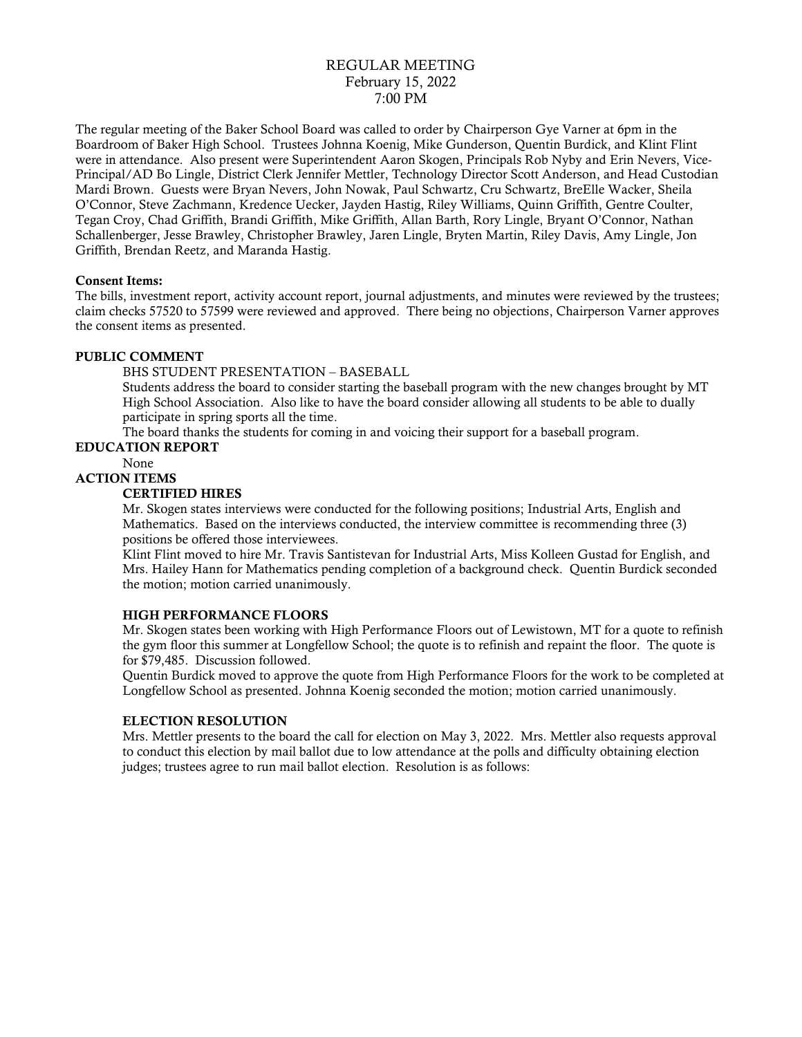# REGULAR MEETING
February 15, 2022
7:00 PM

The regular meeting of the Baker School Board was called to order by Chairperson Gye Varner at 6pm in the Boardroom of Baker High School. Trustees Johnna Koenig, Mike Gunderson, Quentin Burdick, and Klint Flint were in attendance. Also present were Superintendent Aaron Skogen, Principals Rob Nyby and Erin Nevers, Vice-Principal/AD Bo Lingle, District Clerk Jennifer Mettler, Technology Director Scott Anderson, and Head Custodian Mardi Brown. Guests were Bryan Nevers, John Nowak, Paul Schwartz, Cru Schwartz, BreElle Wacker, Sheila O'Connor, Steve Zachmann, Kredence Uecker, Jayden Hastig, Riley Williams, Quinn Griffith, Gentre Coulter, Tegan Croy, Chad Griffith, Brandi Griffith, Mike Griffith, Allan Barth, Rory Lingle, Bryant O'Connor, Nathan Schallenberger, Jesse Brawley, Christopher Brawley, Jaren Lingle, Bryten Martin, Riley Davis, Amy Lingle, Jon Griffith, Brendan Reetz, and Maranda Hastig.

**Consent Items:**

The bills, investment report, activity account report, journal adjustments, and minutes were reviewed by the trustees; claim checks 57520 to 57599 were reviewed and approved. There being no objections, Chairperson Varner approves the consent items as presented.

**PUBLIC COMMENT**

BHS STUDENT PRESENTATION – BASEBALL

Students address the board to consider starting the baseball program with the new changes brought by MT High School Association. Also like to have the board consider allowing all students to be able to dually participate in spring sports all the time.

The board thanks the students for coming in and voicing their support for a baseball program.

**EDUCATION REPORT**

None

**ACTION ITEMS**

**CERTIFIED HIRES**

Mr. Skogen states interviews were conducted for the following positions; Industrial Arts, English and Mathematics. Based on the interviews conducted, the interview committee is recommending three (3) positions be offered those interviewees.

Klint Flint moved to hire Mr. Travis Santistevan for Industrial Arts, Miss Kolleen Gustad for English, and Mrs. Hailey Hann for Mathematics pending completion of a background check. Quentin Burdick seconded the motion; motion carried unanimously.

**HIGH PERFORMANCE FLOORS**

Mr. Skogen states been working with High Performance Floors out of Lewistown, MT for a quote to refinish the gym floor this summer at Longfellow School; the quote is to refinish and repaint the floor. The quote is for $79,485. Discussion followed.

Quentin Burdick moved to approve the quote from High Performance Floors for the work to be completed at Longfellow School as presented. Johnna Koenig seconded the motion; motion carried unanimously.

**ELECTION RESOLUTION**

Mrs. Mettler presents to the board the call for election on May 3, 2022. Mrs. Mettler also requests approval to conduct this election by mail ballot due to low attendance at the polls and difficulty obtaining election judges; trustees agree to run mail ballot election. Resolution is as follows: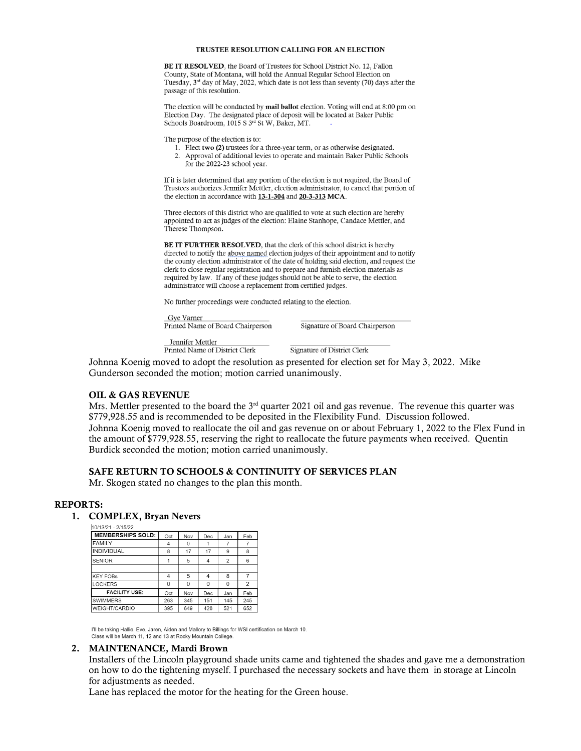**TRUSTEE RESOLUTION CALLING FOR AN ELECTION**

**BE IT RESOLVED**, the Board of Trustees for School District No. 12, Fallon County, State of Montana, will hold the Annual Regular School Election on Tuesday, 3rd day of May, 2022, which date is not less than seventy (70) days after the passage of this resolution.

The election will be conducted by **mail ballot** election. Voting will end at 8:00 pm on Election Day. The designated place of deposit will be located at Baker Public Schools Boardroom, 1015 S 3rd St W, Baker, MT.

The purpose of the election is to:

1. Elect **two (2)** trustees for a three-year term, or as otherwise designated.
2. Approval of additional levies to operate and maintain Baker Public Schools for the 2022-23 school year.

If it is later determined that any portion of the election is not required, the Board of Trustees authorizes Jennifer Mettler, election administrator, to cancel that portion of the election in accordance with **13-1-304** and **20-3-313 MCA**.

Three electors of this district who are qualified to vote at such election are hereby appointed to act as judges of the election: Elaine Stanhope, Candace Mettler, and Therese Thompson.

**BE IT FURTHER RESOLVED**, that the clerk of this school district is hereby directed to notify the above named election judges of their appointment and to notify the county election administrator of the date of holding said election, and request the clerk to close regular registration and to prepare and furnish election materials as required by law. If any of these judges should not be able to serve, the election administrator will choose a replacement from certified judges.

No further proceedings were conducted relating to the election.

Gye Varner
Printed Name of Board Chairperson ____________________ Signature of Board Chairperson

Jennifer Mettler
Printed Name of District Clerk ____________________ Signature of District Clerk

Johnna Koenig moved to adopt the resolution as presented for election set for May 3, 2022. Mike Gunderson seconded the motion; motion carried unanimously.

**OIL & GAS REVENUE**

Mrs. Mettler presented to the board the 3rd quarter 2021 oil and gas revenue. The revenue this quarter was $779,928.55 and is recommended to be deposited in the Flexibility Fund. Discussion followed.
Johnna Koenig moved to reallocate the oil and gas revenue on or about February 1, 2022 to the Flex Fund in the amount of $779,928.55, reserving the right to reallocate the future payments when received. Quentin Burdick seconded the motion; motion carried unanimously.

**SAFE RETURN TO SCHOOLS & CONTINUITY OF SERVICES PLAN**

Mr. Skogen stated no changes to the plan this month.

## REPORTS:

1. **COMPLEX, Bryan Nevers**

10/13/21 - 2/15/22

| MEMBERSHIPS SOLD: | Oct | Nov | Dec | Jan | Feb |
|---|---|---|---|---|---|
| FAMILY | 4 | 0 | 1 | 7 | 7 |
| INDIVIDUAL | 8 | 17 | 17 | 9 | 8 |
| SENIOR | 1 | 5 | 4 | 2 | 6 |
| | | | | | |
| KEY FOBs | 4 | 5 | 4 | 8 | 7 |
| LOCKERS | 0 | 0 | 0 | 0 | 2 |
| **FACILITY USE:** | Oct | Nov | Dec | Jan | Feb |
| SWIMMERS | 263 | 345 | 151 | 145 | 245 |
| WEIGHT/CARDIO | 395 | 649 | 428 | 521 | 652 |

I'll be taking Hallie, Eve, Jaren, Aiden and Mallory to Billings for WSI certification on March 10. Class will be March 11, 12 and 13 at Rocky Mountain College.

2. **MAINTENANCE, Mardi Brown**

Installers of the Lincoln playground shade units came and tightened the shades and gave me a demonstration on how to do the tightening myself. I purchased the necessary sockets and have them in storage at Lincoln for adjustments as needed.
Lane has replaced the motor for the heating for the Green house.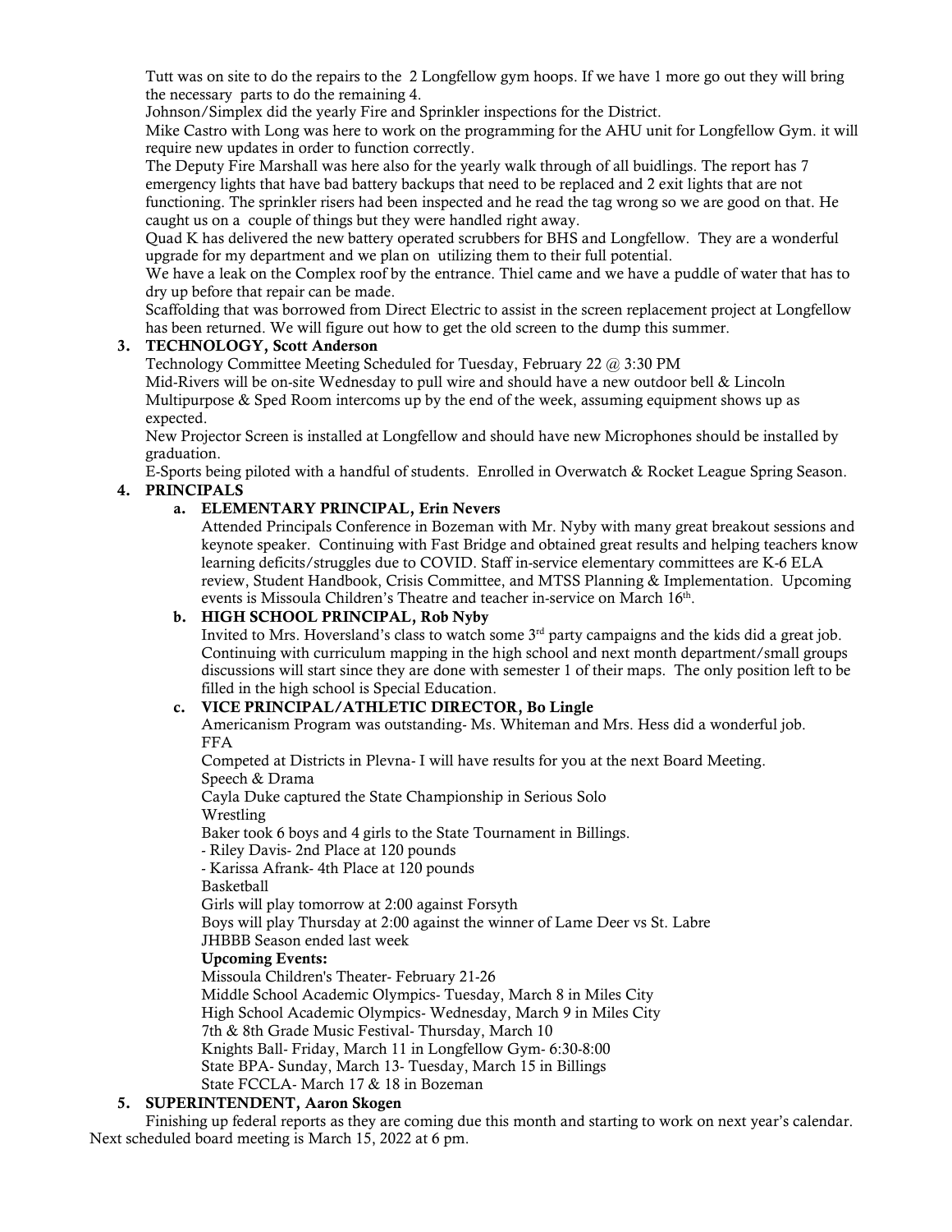Tutt was on site to do the repairs to the 2 Longfellow gym hoops. If we have 1 more go out they will bring the necessary parts to do the remaining 4.

Johnson/Simplex did the yearly Fire and Sprinkler inspections for the District.

Mike Castro with Long was here to work on the programming for the AHU unit for Longfellow Gym. it will require new updates in order to function correctly.

The Deputy Fire Marshall was here also for the yearly walk through of all buidlings. The report has 7 emergency lights that have bad battery backups that need to be replaced and 2 exit lights that are not functioning. The sprinkler risers had been inspected and he read the tag wrong so we are good on that. He caught us on a couple of things but they were handled right away.

Quad K has delivered the new battery operated scrubbers for BHS and Longfellow. They are a wonderful upgrade for my department and we plan on utilizing them to their full potential.

We have a leak on the Complex roof by the entrance. Thiel came and we have a puddle of water that has to dry up before that repair can be made.

Scaffolding that was borrowed from Direct Electric to assist in the screen replacement project at Longfellow has been returned. We will figure out how to get the old screen to the dump this summer.

3. **TECHNOLOGY, Scott Anderson**

Technology Committee Meeting Scheduled for Tuesday, February 22 @ 3:30 PM

Mid-Rivers will be on-site Wednesday to pull wire and should have a new outdoor bell & Lincoln Multipurpose & Sped Room intercoms up by the end of the week, assuming equipment shows up as expected.

New Projector Screen is installed at Longfellow and should have new Microphones should be installed by graduation.

E-Sports being piloted with a handful of students. Enrolled in Overwatch & Rocket League Spring Season.

4. **PRINCIPALS**

   a. **ELEMENTARY PRINCIPAL, Erin Nevers**

   Attended Principals Conference in Bozeman with Mr. Nyby with many great breakout sessions and keynote speaker. Continuing with Fast Bridge and obtained great results and helping teachers know learning deficits/struggles due to COVID. Staff in-service elementary committees are K-6 ELA review, Student Handbook, Crisis Committee, and MTSS Planning & Implementation. Upcoming events is Missoula Children's Theatre and teacher in-service on March 16th.

   b. **HIGH SCHOOL PRINCIPAL, Rob Nyby**

   Invited to Mrs. Hoversland's class to watch some 3rd party campaigns and the kids did a great job. Continuing with curriculum mapping in the high school and next month department/small groups discussions will start since they are done with semester 1 of their maps. The only position left to be filled in the high school is Special Education.

   c. **VICE PRINCIPAL/ATHLETIC DIRECTOR, Bo Lingle**

   Americanism Program was outstanding- Ms. Whiteman and Mrs. Hess did a wonderful job.

   FFA

   Competed at Districts in Plevna- I will have results for you at the next Board Meeting.

   Speech & Drama

   Cayla Duke captured the State Championship in Serious Solo

   Wrestling

   Baker took 6 boys and 4 girls to the State Tournament in Billings.

   - Riley Davis- 2nd Place at 120 pounds
   - Karissa Afrank- 4th Place at 120 pounds

   Basketball

   Girls will play tomorrow at 2:00 against Forsyth

   Boys will play Thursday at 2:00 against the winner of Lame Deer vs St. Labre

   JHBBB Season ended last week

   **Upcoming Events:**

   Missoula Children's Theater- February 21-26

   Middle School Academic Olympics- Tuesday, March 8 in Miles City

   High School Academic Olympics- Wednesday, March 9 in Miles City

   7th & 8th Grade Music Festival- Thursday, March 10

   Knights Ball- Friday, March 11 in Longfellow Gym- 6:30-8:00

   State BPA- Sunday, March 13- Tuesday, March 15 in Billings

   State FCCLA- March 17 & 18 in Bozeman

5. **SUPERINTENDENT, Aaron Skogen**

Finishing up federal reports as they are coming due this month and starting to work on next year's calendar. Next scheduled board meeting is March 15, 2022 at 6 pm.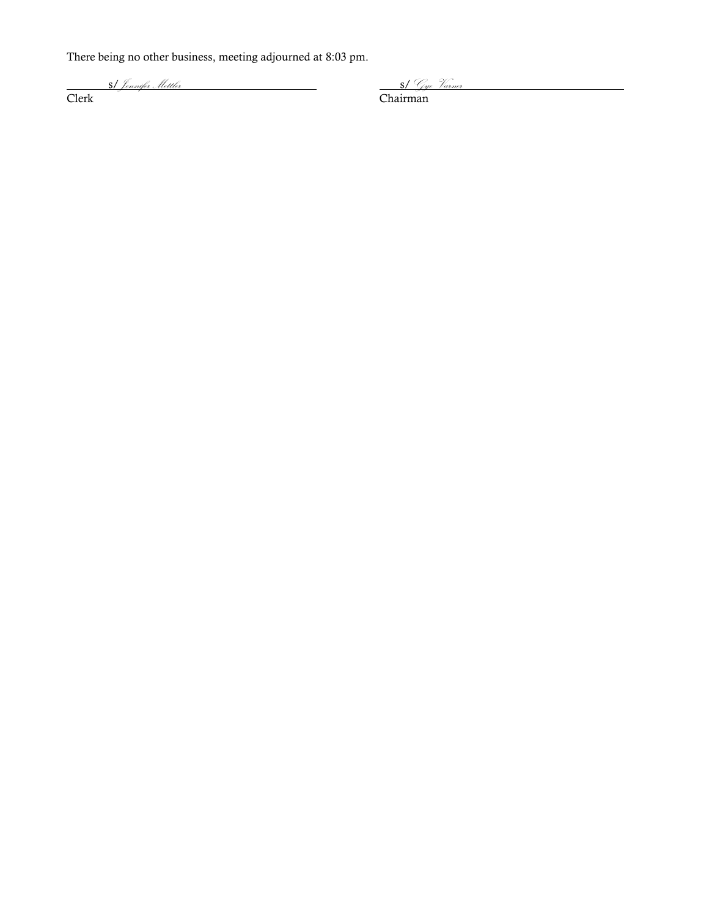There being no other business, meeting adjourned at 8:03 pm.

s/ *Jennifer Mettler*
Clerk

s/ *Gye Varner*
Chairman